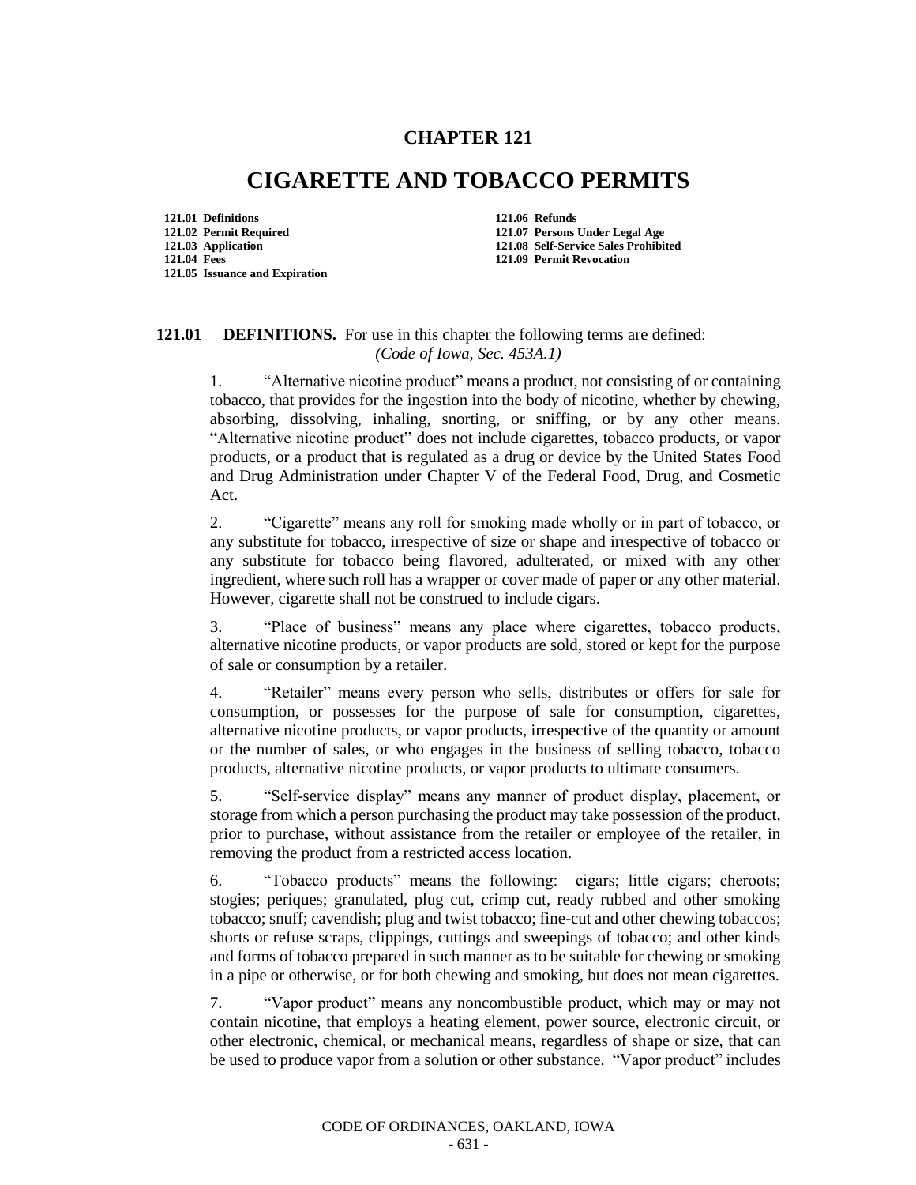# CHAPTER 121

# CIGARETTE AND TOBACCO PERMITS

**121.01 Definitions**
**121.02 Permit Required**
**121.03 Application**
**121.04 Fees**
**121.05 Issuance and Expiration**
**121.06 Refunds**
**121.07 Persons Under Legal Age**
**121.08 Self-Service Sales Prohibited**
**121.09 Permit Revocation**

**121.01 DEFINITIONS.** For use in this chapter the following terms are defined:
*(Code of Iowa, Sec. 453A.1)*

1. "Alternative nicotine product" means a product, not consisting of or containing tobacco, that provides for the ingestion into the body of nicotine, whether by chewing, absorbing, dissolving, inhaling, snorting, or sniffing, or by any other means. "Alternative nicotine product" does not include cigarettes, tobacco products, or vapor products, or a product that is regulated as a drug or device by the United States Food and Drug Administration under Chapter V of the Federal Food, Drug, and Cosmetic Act.

2. "Cigarette" means any roll for smoking made wholly or in part of tobacco, or any substitute for tobacco, irrespective of size or shape and irrespective of tobacco or any substitute for tobacco being flavored, adulterated, or mixed with any other ingredient, where such roll has a wrapper or cover made of paper or any other material. However, cigarette shall not be construed to include cigars.

3. "Place of business" means any place where cigarettes, tobacco products, alternative nicotine products, or vapor products are sold, stored or kept for the purpose of sale or consumption by a retailer.

4. "Retailer" means every person who sells, distributes or offers for sale for consumption, or possesses for the purpose of sale for consumption, cigarettes, alternative nicotine products, or vapor products, irrespective of the quantity or amount or the number of sales, or who engages in the business of selling tobacco, tobacco products, alternative nicotine products, or vapor products to ultimate consumers.

5. "Self-service display" means any manner of product display, placement, or storage from which a person purchasing the product may take possession of the product, prior to purchase, without assistance from the retailer or employee of the retailer, in removing the product from a restricted access location.

6. "Tobacco products" means the following: cigars; little cigars; cheroots; stogies; periques; granulated, plug cut, crimp cut, ready rubbed and other smoking tobacco; snuff; cavendish; plug and twist tobacco; fine-cut and other chewing tobaccos; shorts or refuse scraps, clippings, cuttings and sweepings of tobacco; and other kinds and forms of tobacco prepared in such manner as to be suitable for chewing or smoking in a pipe or otherwise, or for both chewing and smoking, but does not mean cigarettes.

7. "Vapor product" means any noncombustible product, which may or may not contain nicotine, that employs a heating element, power source, electronic circuit, or other electronic, chemical, or mechanical means, regardless of shape or size, that can be used to produce vapor from a solution or other substance. "Vapor product" includes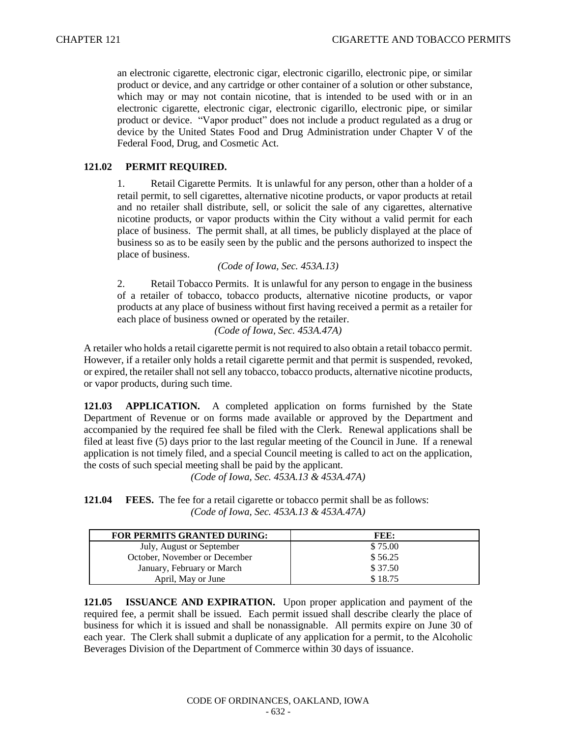an electronic cigarette, electronic cigar, electronic cigarillo, electronic pipe, or similar product or device, and any cartridge or other container of a solution or other substance, which may or may not contain nicotine, that is intended to be used with or in an electronic cigarette, electronic cigar, electronic cigarillo, electronic pipe, or similar product or device. "Vapor product" does not include a product regulated as a drug or device by the United States Food and Drug Administration under Chapter V of the Federal Food, Drug, and Cosmetic Act.

**121.02 PERMIT REQUIRED.**

1. Retail Cigarette Permits. It is unlawful for any person, other than a holder of a retail permit, to sell cigarettes, alternative nicotine products, or vapor products at retail and no retailer shall distribute, sell, or solicit the sale of any cigarettes, alternative nicotine products, or vapor products within the City without a valid permit for each place of business. The permit shall, at all times, be publicly displayed at the place of business so as to be easily seen by the public and the persons authorized to inspect the place of business.

*(Code of Iowa, Sec. 453A.13)*

2. Retail Tobacco Permits. It is unlawful for any person to engage in the business of a retailer of tobacco, tobacco products, alternative nicotine products, or vapor products at any place of business without first having received a permit as a retailer for each place of business owned or operated by the retailer.

*(Code of Iowa, Sec. 453A.47A)*

A retailer who holds a retail cigarette permit is not required to also obtain a retail tobacco permit. However, if a retailer only holds a retail cigarette permit and that permit is suspended, revoked, or expired, the retailer shall not sell any tobacco, tobacco products, alternative nicotine products, or vapor products, during such time.

**121.03 APPLICATION.** A completed application on forms furnished by the State Department of Revenue or on forms made available or approved by the Department and accompanied by the required fee shall be filed with the Clerk. Renewal applications shall be filed at least five (5) days prior to the last regular meeting of the Council in June. If a renewal application is not timely filed, and a special Council meeting is called to act on the application, the costs of such special meeting shall be paid by the applicant.

*(Code of Iowa, Sec. 453A.13 & 453A.47A)*

**121.04 FEES.** The fee for a retail cigarette or tobacco permit shall be as follows:

*(Code of Iowa, Sec. 453A.13 & 453A.47A)*

| FOR PERMITS GRANTED DURING: | FEE: |
|---|---|
| July, August or September | $ 75.00 |
| October, November or December | $ 56.25 |
| January, February or March | $ 37.50 |
| April, May or June | $ 18.75 |

**121.05 ISSUANCE AND EXPIRATION.** Upon proper application and payment of the required fee, a permit shall be issued. Each permit issued shall describe clearly the place of business for which it is issued and shall be nonassignable. All permits expire on June 30 of each year. The Clerk shall submit a duplicate of any application for a permit, to the Alcoholic Beverages Division of the Department of Commerce within 30 days of issuance.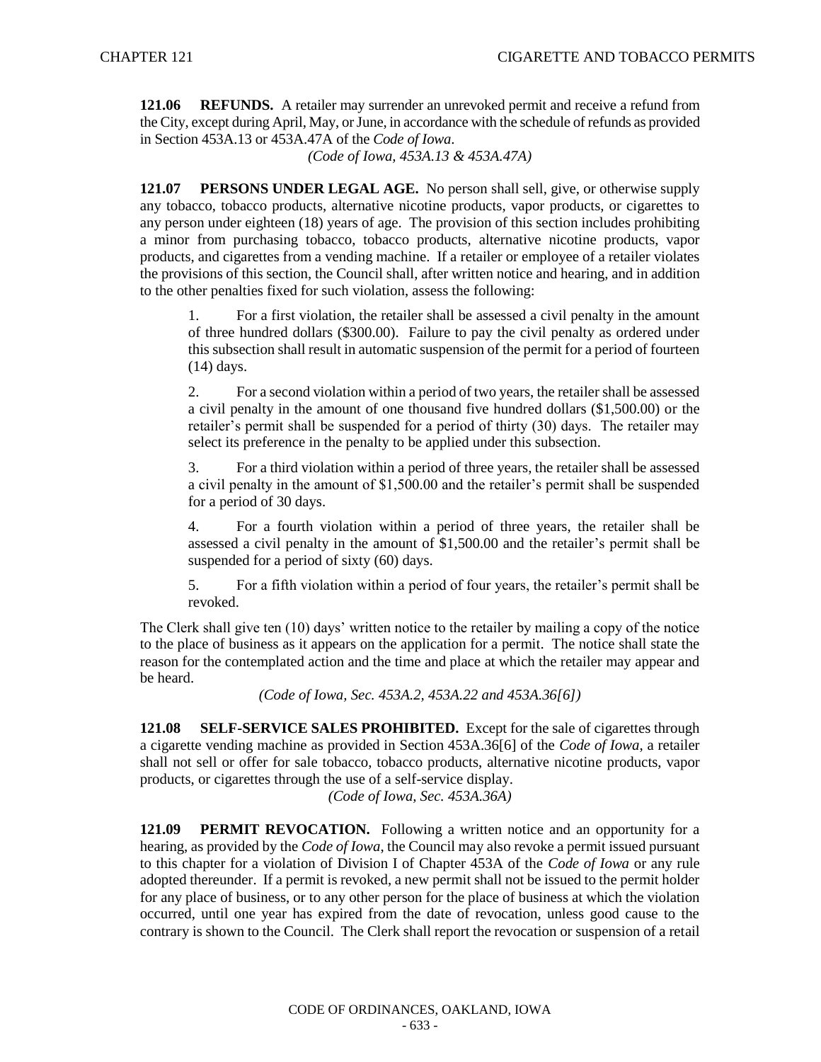**121.06 REFUNDS.** A retailer may surrender an unrevoked permit and receive a refund from the City, except during April, May, or June, in accordance with the schedule of refunds as provided in Section 453A.13 or 453A.47A of the *Code of Iowa*.

*(Code of Iowa, 453A.13 & 453A.47A)*

**121.07 PERSONS UNDER LEGAL AGE.** No person shall sell, give, or otherwise supply any tobacco, tobacco products, alternative nicotine products, vapor products, or cigarettes to any person under eighteen (18) years of age. The provision of this section includes prohibiting a minor from purchasing tobacco, tobacco products, alternative nicotine products, vapor products, and cigarettes from a vending machine. If a retailer or employee of a retailer violates the provisions of this section, the Council shall, after written notice and hearing, and in addition to the other penalties fixed for such violation, assess the following:

1. For a first violation, the retailer shall be assessed a civil penalty in the amount of three hundred dollars ($300.00). Failure to pay the civil penalty as ordered under this subsection shall result in automatic suspension of the permit for a period of fourteen (14) days.

2. For a second violation within a period of two years, the retailer shall be assessed a civil penalty in the amount of one thousand five hundred dollars ($1,500.00) or the retailer's permit shall be suspended for a period of thirty (30) days. The retailer may select its preference in the penalty to be applied under this subsection.

3. For a third violation within a period of three years, the retailer shall be assessed a civil penalty in the amount of $1,500.00 and the retailer's permit shall be suspended for a period of 30 days.

4. For a fourth violation within a period of three years, the retailer shall be assessed a civil penalty in the amount of $1,500.00 and the retailer's permit shall be suspended for a period of sixty (60) days.

5. For a fifth violation within a period of four years, the retailer's permit shall be revoked.

The Clerk shall give ten (10) days' written notice to the retailer by mailing a copy of the notice to the place of business as it appears on the application for a permit. The notice shall state the reason for the contemplated action and the time and place at which the retailer may appear and be heard.

*(Code of Iowa, Sec. 453A.2, 453A.22 and 453A.36[6])*

**121.08 SELF-SERVICE SALES PROHIBITED.** Except for the sale of cigarettes through a cigarette vending machine as provided in Section 453A.36[6] of the *Code of Iowa*, a retailer shall not sell or offer for sale tobacco, tobacco products, alternative nicotine products, vapor products, or cigarettes through the use of a self-service display.

*(Code of Iowa, Sec. 453A.36A)*

**121.09 PERMIT REVOCATION.** Following a written notice and an opportunity for a hearing, as provided by the *Code of Iowa*, the Council may also revoke a permit issued pursuant to this chapter for a violation of Division I of Chapter 453A of the *Code of Iowa* or any rule adopted thereunder. If a permit is revoked, a new permit shall not be issued to the permit holder for any place of business, or to any other person for the place of business at which the violation occurred, until one year has expired from the date of revocation, unless good cause to the contrary is shown to the Council. The Clerk shall report the revocation or suspension of a retail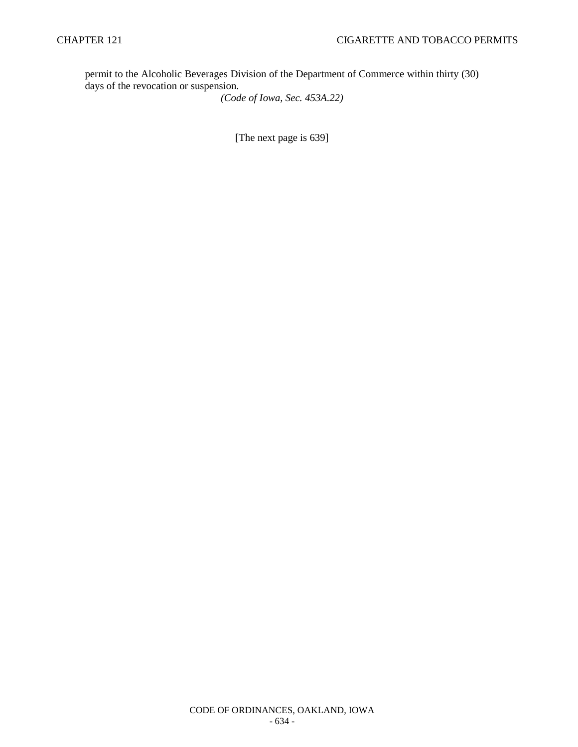permit to the Alcoholic Beverages Division of the Department of Commerce within thirty (30) days of the revocation or suspension.

*(Code of Iowa, Sec. 453A.22)*

[The next page is 639]